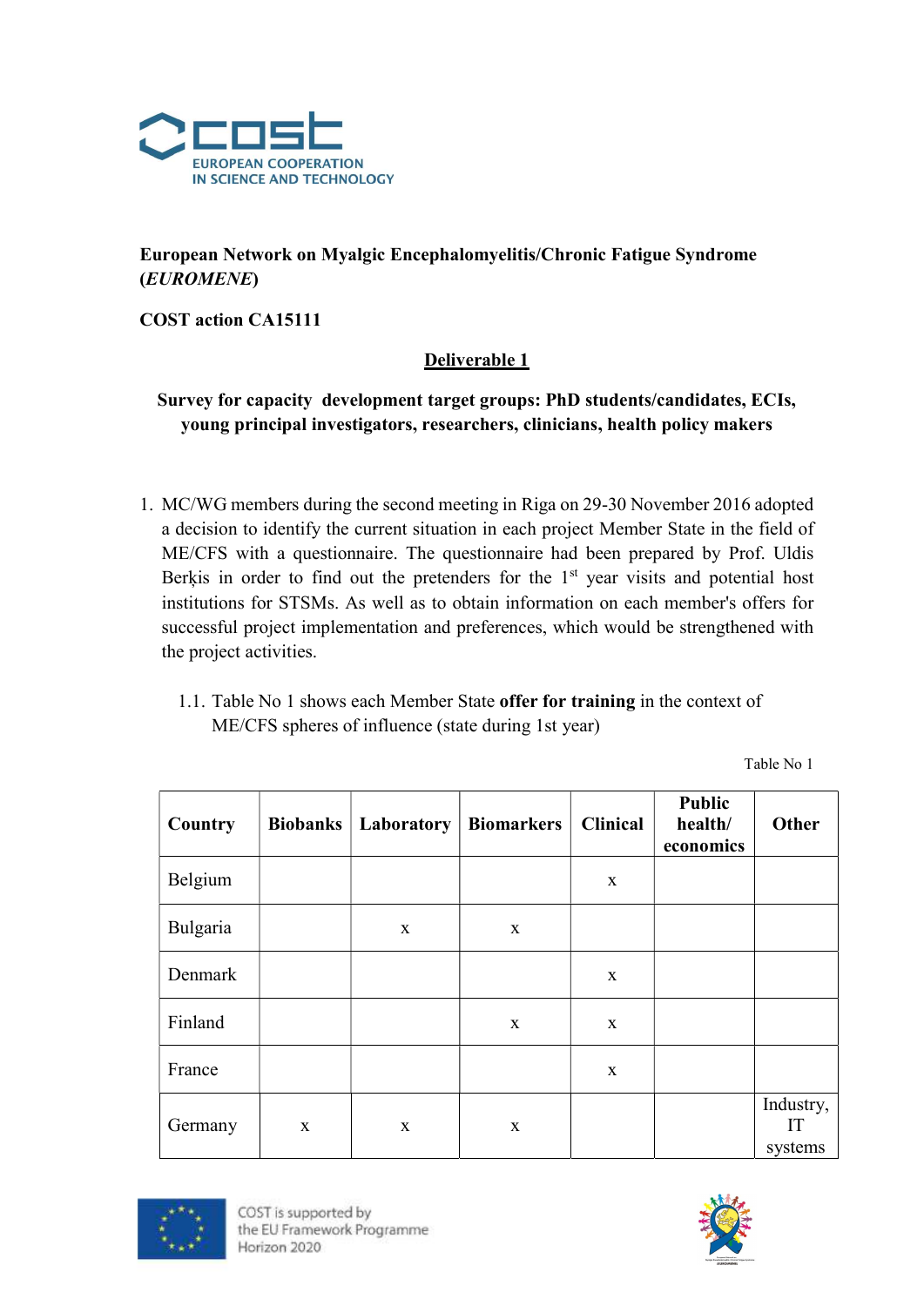**European Network on Myalgic Encephalomyelitis/Chronic Fatigue Syndrome (*EUROMENE*)**

**COST action CA15111**

**Deliverable 1**

**Survey for capacity development target groups: PhD students/candidates, ECIs, young principal investigators, researchers, clinicians, health policy makers**

1. MC/WG members during the second meeting in Riga on 29-30 November 2016 adopted a decision to identify the current situation in each project Member State in the field of ME/CFS with a questionnaire. The questionnaire had been prepared by Prof. Uldis Berķis in order to find out the pretenders for the 1st year visits and potential host institutions for STSMs. As well as to obtain information on each member's offers for successful project implementation and preferences, which would be strengthened with the project activities.

    1.1. Table No 1 shows each Member State **offer for training** in the context of ME/CFS spheres of influence (state during 1st year)

Table No 1

| Country | Biobanks | Laboratory | Biomarkers | Clinical | Public health/ economics | Other |
|---|---|---|---|---|---|---|
| Belgium | | | | x | | |
| Bulgaria | | x | x | | | |
| Denmark | | | | x | | |
| Finland | | | x | x | | |
| France | | | | x | | |
| Germany | x | x | x | | | Industry, IT systems |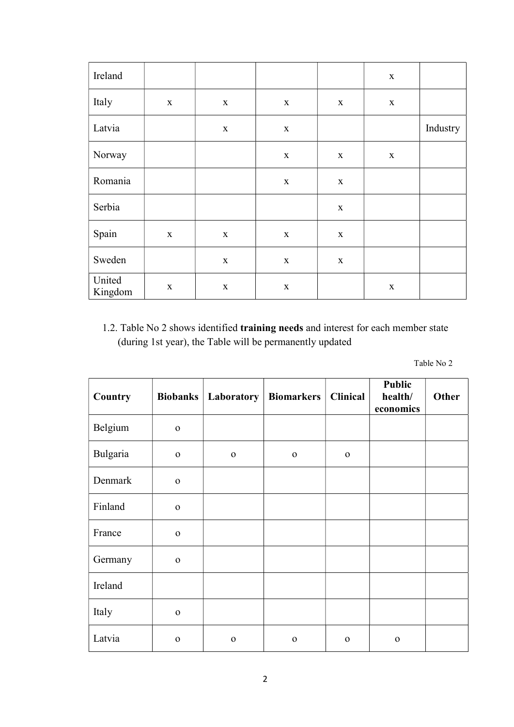| | | | | | | |
|---|---|---|---|---|---|---|
| Ireland | | | | | x | |
| Italy | x | x | x | x | x | |
| Latvia | | x | x | | | Industry |
| Norway | | | x | x | x | |
| Romania | | | x | x | | |
| Serbia | | | | x | | |
| Spain | x | x | x | x | | |
| Sweden | | x | x | x | | |
| United Kingdom | x | x | x | | x | |

1.2. Table No 2 shows identified **training needs** and interest for each member state (during 1st year), the Table will be permanently updated

Table No 2

| Country | Biobanks | Laboratory | Biomarkers | Clinical | Public health/ economics | Other |
|---|---|---|---|---|---|---|
| Belgium | o | | | | | |
| Bulgaria | o | o | o | o | | |
| Denmark | o | | | | | |
| Finland | o | | | | | |
| France | o | | | | | |
| Germany | o | | | | | |
| Ireland | | | | | | |
| Italy | o | | | | | |
| Latvia | o | o | o | o | o | |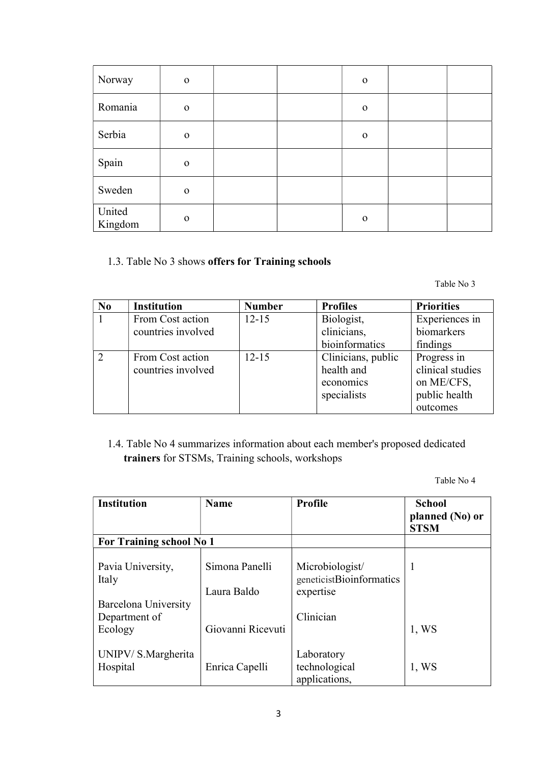| Norway | o | | | o | | |
|---|---|---|---|---|---|---|
| Romania | o | | | o | | |
| Serbia | o | | | o | | |
| Spain | o | | | | | |
| Sweden | o | | | | | |
| United Kingdom | o | | | o | | |

1.3. Table No 3 shows **offers for Training schools**

Table No 3

| No | Institution | Number | Profiles | Priorities |
|---|---|---|---|---|
| 1 | From Cost action countries involved | 12-15 | Biologist, clinicians, bioinformatics | Experiences in biomarkers findings |
| 2 | From Cost action countries involved | 12-15 | Clinicians, public health and economics specialists | Progress in clinical studies on ME/CFS, public health outcomes |

1.4. Table No 4 summarizes information about each member's proposed dedicated **trainers** for STSMs, Training schools, workshops

Table No 4

| Institution | Name | Profile | School planned (No) or STSM |
|---|---|---|---|
| **For Training school No 1** | | | |
| Pavia University, Italy<br><br>Barcelona University Department of Ecology<br><br>UNIPV/ S.Margherita Hospital | Simona Panelli<br><br>Laura Baldo<br><br>Giovanni Ricevuti<br><br>Enrica Capelli | Microbiologist/ geneticistBioinformatics expertise<br><br>Clinician<br><br>Laboratory technological applications, | 1<br><br>1, WS<br><br>1, WS |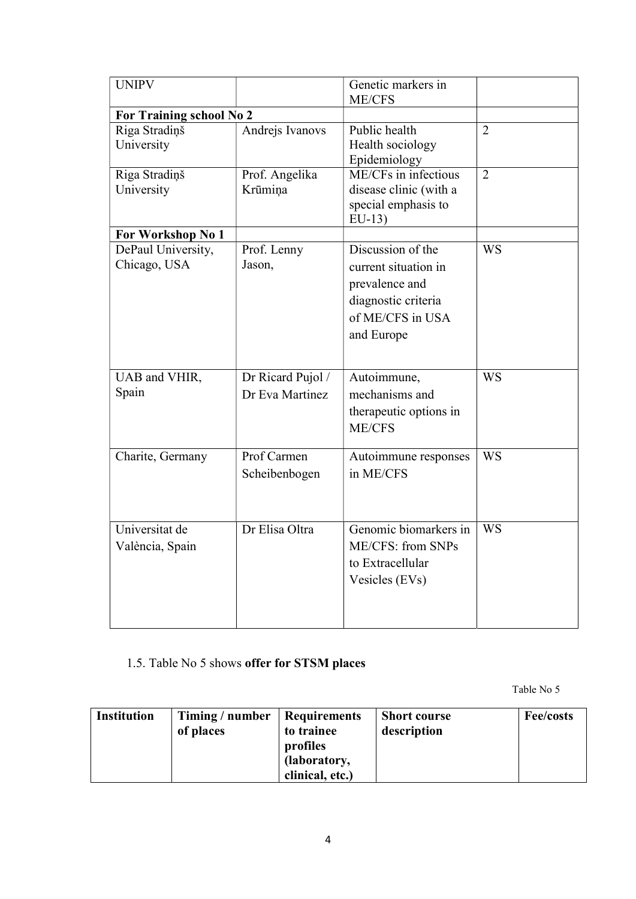| | | | |
|---|---|---|---|
| UNIPV | | Genetic markers in ME/CFS | |
| **For Training school No 2** | | | |
| Riga Stradiņš University | Andrejs Ivanovs | Public health<br>Health sociology<br>Epidemiology | 2 |
| Riga Stradiņš University | Prof. Angelika Krūmiņa | ME/CFs in infectious disease clinic (with a special emphasis to EU-13) | 2 |
| **For Workshop No 1** | | | |
| DePaul University, Chicago, USA | Prof. Lenny Jason, | Discussion of the current situation in prevalence and diagnostic criteria of ME/CFS in USA and Europe | WS |
| UAB and VHIR, Spain | Dr Ricard Pujol / Dr Eva Martinez | Autoimmune, mechanisms and therapeutic options in ME/CFS | WS |
| Charite, Germany | Prof Carmen Scheibenbogen | Autoimmune responses in ME/CFS | WS |
| Universitat de València, Spain | Dr Elisa Oltra | Genomic biomarkers in ME/CFS: from SNPs to Extracellular Vesicles (EVs) | WS |

1.5. Table No 5 shows **offer for STSM places**

Table No 5

| Institution | Timing / number of places | Requirements to trainee profiles (laboratory, clinical, etc.) | Short course description | Fee/costs |
|---|---|---|---|---|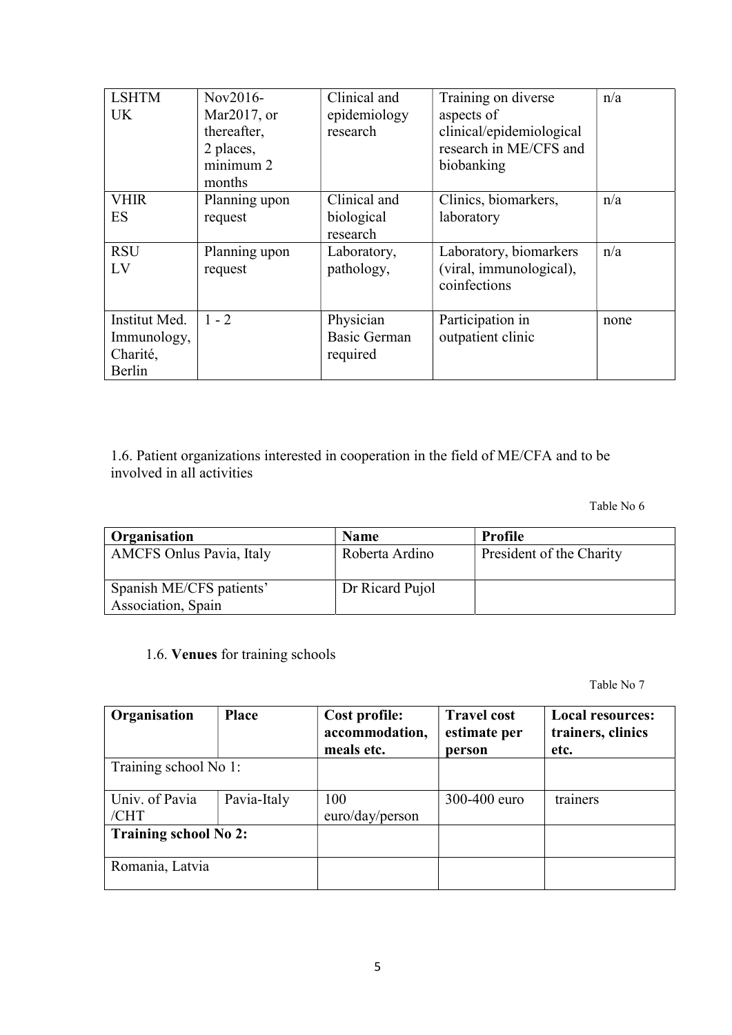| LSHTM UK | Nov2016-Mar2017, or thereafter, 2 places, minimum 2 months | Clinical and epidemiology research | Training on diverse aspects of clinical/epidemiological research in ME/CFS and biobanking | n/a |
|---|---|---|---|---|
| VHIR ES | Planning upon request | Clinical and biological research | Clinics, biomarkers, laboratory | n/a |
| RSU LV | Planning upon request | Laboratory, pathology, | Laboratory, biomarkers (viral, immunological), coinfections | n/a |
| Institut Med. Immunology, Charité, Berlin | 1 - 2 | Physician Basic German required | Participation in outpatient clinic | none |

1.6. Patient organizations interested in cooperation in the field of ME/CFA and to be involved in all activities

Table No 6

| **Organisation** | **Name** | **Profile** |
|---|---|---|
| AMCFS Onlus Pavia, Italy | Roberta Ardino | President of the Charity |
| Spanish ME/CFS patients' Association, Spain | Dr Ricard Pujol | |

1.6. **Venues** for training schools

Table No 7

| **Organisation** | **Place** | **Cost profile: accommodation, meals etc.** | **Travel cost estimate per person** | **Local resources: trainers, clinics etc.** |
|---|---|---|---|---|
| Training school No 1: | | | | |
| Univ. of Pavia /CHT | Pavia-Italy | 100 euro/day/person | 300-400 euro | trainers |
| **Training school No 2:** | | | | |
| Romania, Latvia | | | | |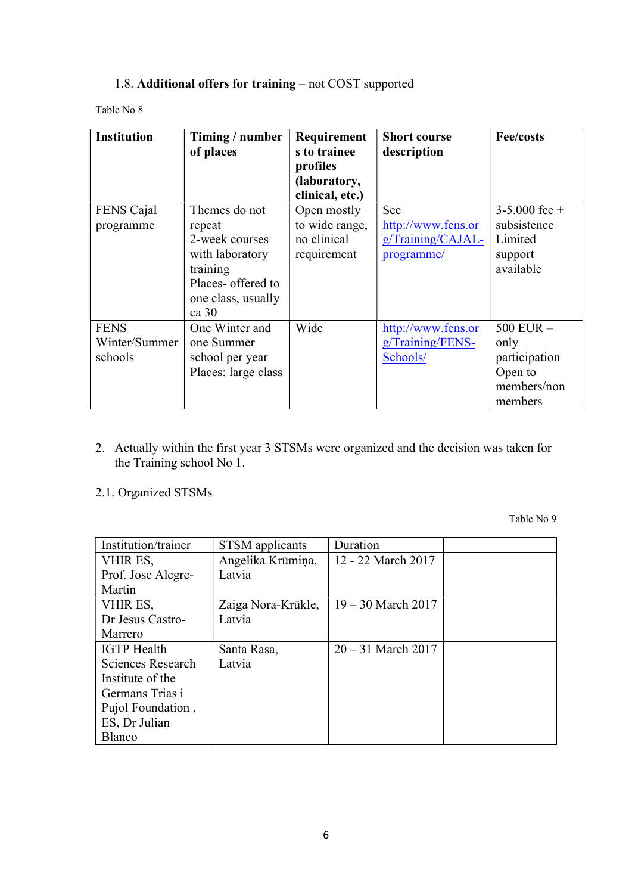1.8. **Additional offers for training** – not COST supported

Table No 8

| **Institution** | **Timing / number of places** | **Requirements to trainee profiles (laboratory, clinical, etc.)** | **Short course description** | **Fee/costs** |
|---|---|---|---|---|
| FENS Cajal programme | Themes do not repeat 2-week courses with laboratory training Places- offered to one class, usually ca 30 | Open mostly to wide range, no clinical requirement | See http://www.fens.org/Training/CAJAL-programme/ | 3-5.000 fee + subsistence Limited support available |
| FENS Winter/Summer schools | One Winter and one Summer school per year Places: large class | Wide | http://www.fens.org/Training/FENS-Schools/ | 500 EUR – only participation Open to members/non members |

2. Actually within the first year 3 STSMs were organized and the decision was taken for the Training school No 1.

2.1. Organized STSMs

Table No 9

| Institution/trainer | STSM applicants | Duration | |
|---|---|---|---|
| VHIR ES, Prof. Jose Alegre-Martin | Angelika Krūmiņa, Latvia | 12 - 22 March 2017 | |
| VHIR ES, Dr Jesus Castro-Marrero | Zaiga Nora-Krūkle, Latvia | 19 – 30 March 2017 | |
| IGTP Health Sciences Research Institute of the Germans Trias i Pujol Foundation , ES, Dr Julian Blanco | Santa Rasa, Latvia | 20 – 31 March 2017 | |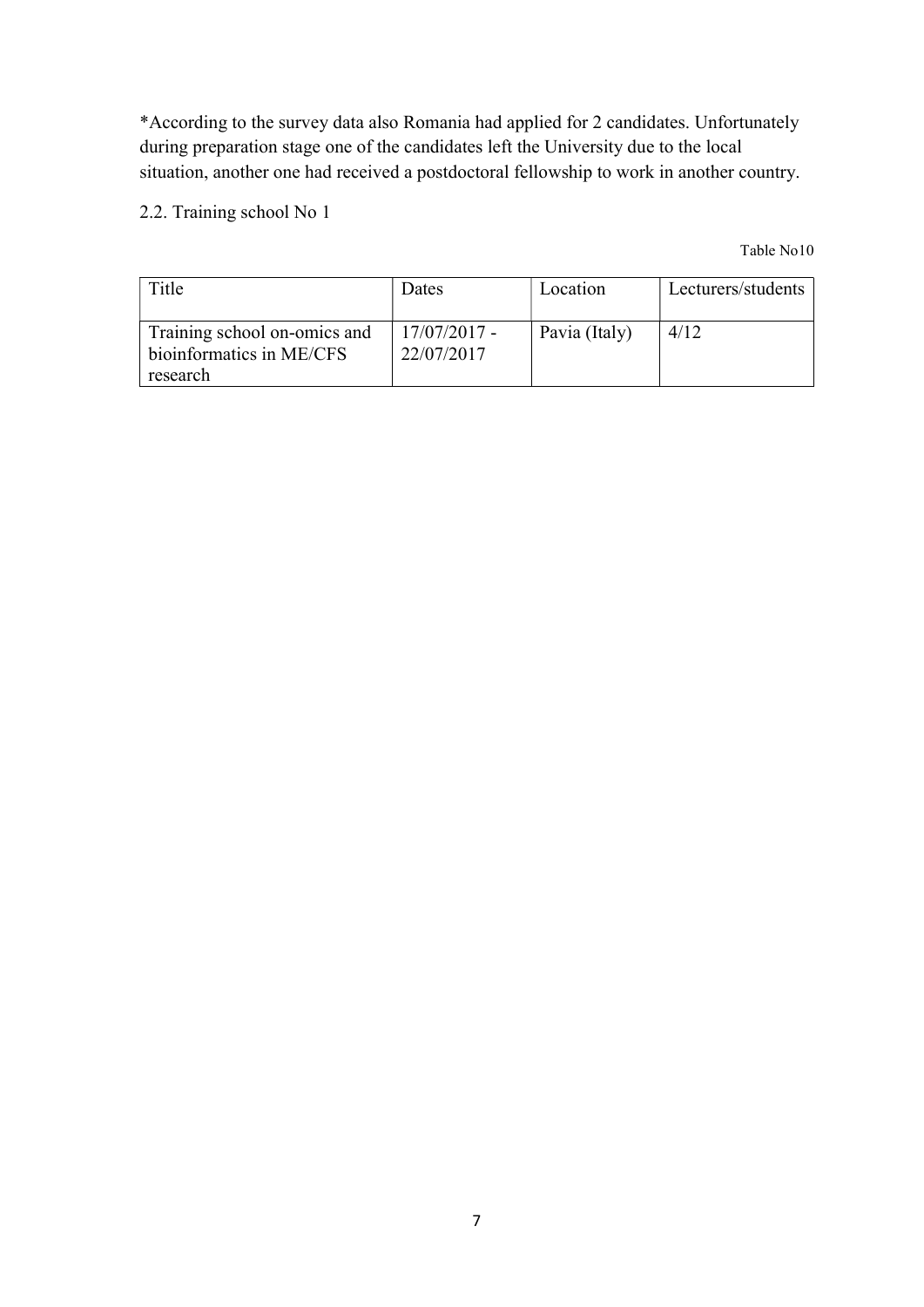*According to the survey data also Romania had applied for 2 candidates. Unfortunately during preparation stage one of the candidates left the University due to the local situation, another one had received a postdoctoral fellowship to work in another country.

## 2.2. Training school No 1

Table No10

| Title | Dates | Location | Lecturers/students |
|---|---|---|---|
| Training school on-omics and bioinformatics in ME/CFS research | 17/07/2017 - 22/07/2017 | Pavia (Italy) | 4/12 |